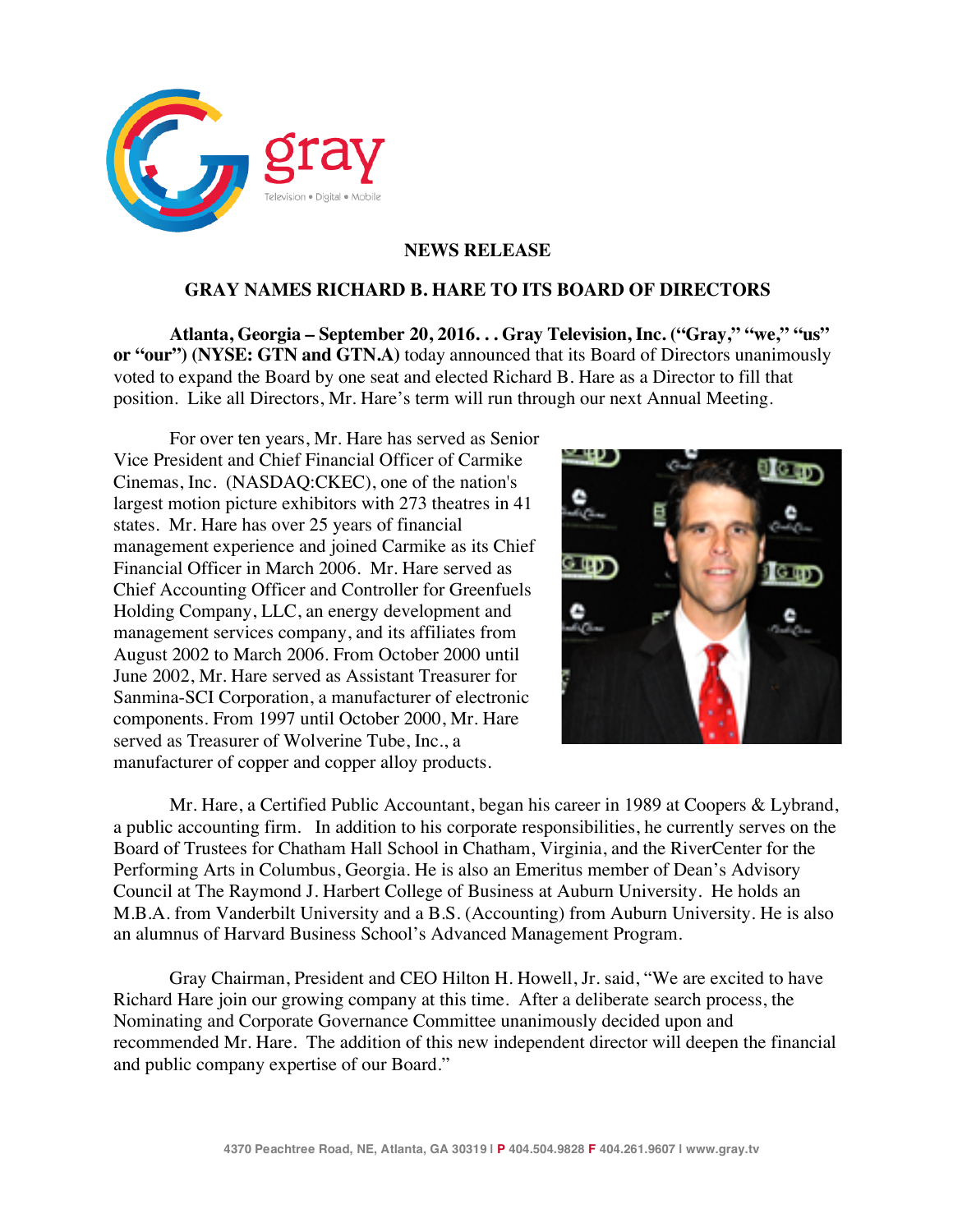**NEWS RELEASE**

# GRAY NAMES RICHARD B. HARE TO ITS BOARD OF DIRECTORS

**Atlanta, Georgia – September 20, 2016. . . Gray Television, Inc. ("Gray," "we," "us" or "our") (NYSE: GTN and GTN.A)** today announced that its Board of Directors unanimously voted to expand the Board by one seat and elected Richard B. Hare as a Director to fill that position. Like all Directors, Mr. Hare's term will run through our next Annual Meeting.

For over ten years, Mr. Hare has served as Senior Vice President and Chief Financial Officer of Carmike Cinemas, Inc. (NASDAQ:CKEC), one of the nation's largest motion picture exhibitors with 273 theatres in 41 states. Mr. Hare has over 25 years of financial management experience and joined Carmike as its Chief Financial Officer in March 2006. Mr. Hare served as Chief Accounting Officer and Controller for Greenfuels Holding Company, LLC, an energy development and management services company, and its affiliates from August 2002 to March 2006. From October 2000 until June 2002, Mr. Hare served as Assistant Treasurer for Sanmina-SCI Corporation, a manufacturer of electronic components. From 1997 until October 2000, Mr. Hare served as Treasurer of Wolverine Tube, Inc., a manufacturer of copper and copper alloy products.

Mr. Hare, a Certified Public Accountant, began his career in 1989 at Coopers & Lybrand, a public accounting firm. In addition to his corporate responsibilities, he currently serves on the Board of Trustees for Chatham Hall School in Chatham, Virginia, and the RiverCenter for the Performing Arts in Columbus, Georgia. He is also an Emeritus member of Dean's Advisory Council at The Raymond J. Harbert College of Business at Auburn University. He holds an M.B.A. from Vanderbilt University and a B.S. (Accounting) from Auburn University. He is also an alumnus of Harvard Business School's Advanced Management Program.

Gray Chairman, President and CEO Hilton H. Howell, Jr. said, "We are excited to have Richard Hare join our growing company at this time. After a deliberate search process, the Nominating and Corporate Governance Committee unanimously decided upon and recommended Mr. Hare. The addition of this new independent director will deepen the financial and public company expertise of our Board."

4370 Peachtree Road, NE, Atlanta, GA 30319 | P 404.504.9828 F 404.261.9607 | www.gray.tv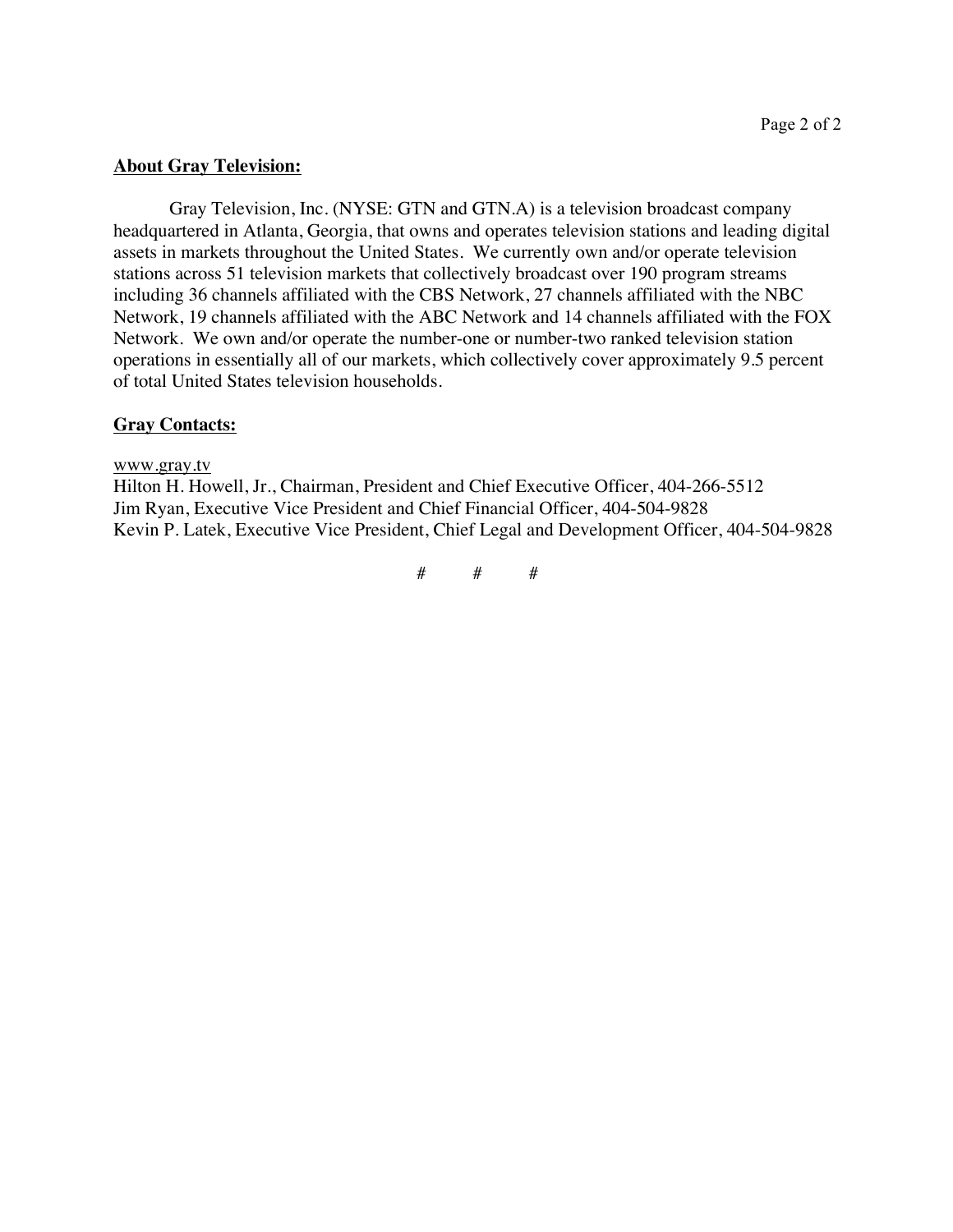**About Gray Television:**

Gray Television, Inc. (NYSE: GTN and GTN.A) is a television broadcast company headquartered in Atlanta, Georgia, that owns and operates television stations and leading digital assets in markets throughout the United States. We currently own and/or operate television stations across 51 television markets that collectively broadcast over 190 program streams including 36 channels affiliated with the CBS Network, 27 channels affiliated with the NBC Network, 19 channels affiliated with the ABC Network and 14 channels affiliated with the FOX Network. We own and/or operate the number-one or number-two ranked television station operations in essentially all of our markets, which collectively cover approximately 9.5 percent of total United States television households.

**Gray Contacts:**

www.gray.tv
Hilton H. Howell, Jr., Chairman, President and Chief Executive Officer, 404-266-5512
Jim Ryan, Executive Vice President and Chief Financial Officer, 404-504-9828
Kevin P. Latek, Executive Vice President, Chief Legal and Development Officer, 404-504-9828

# # #